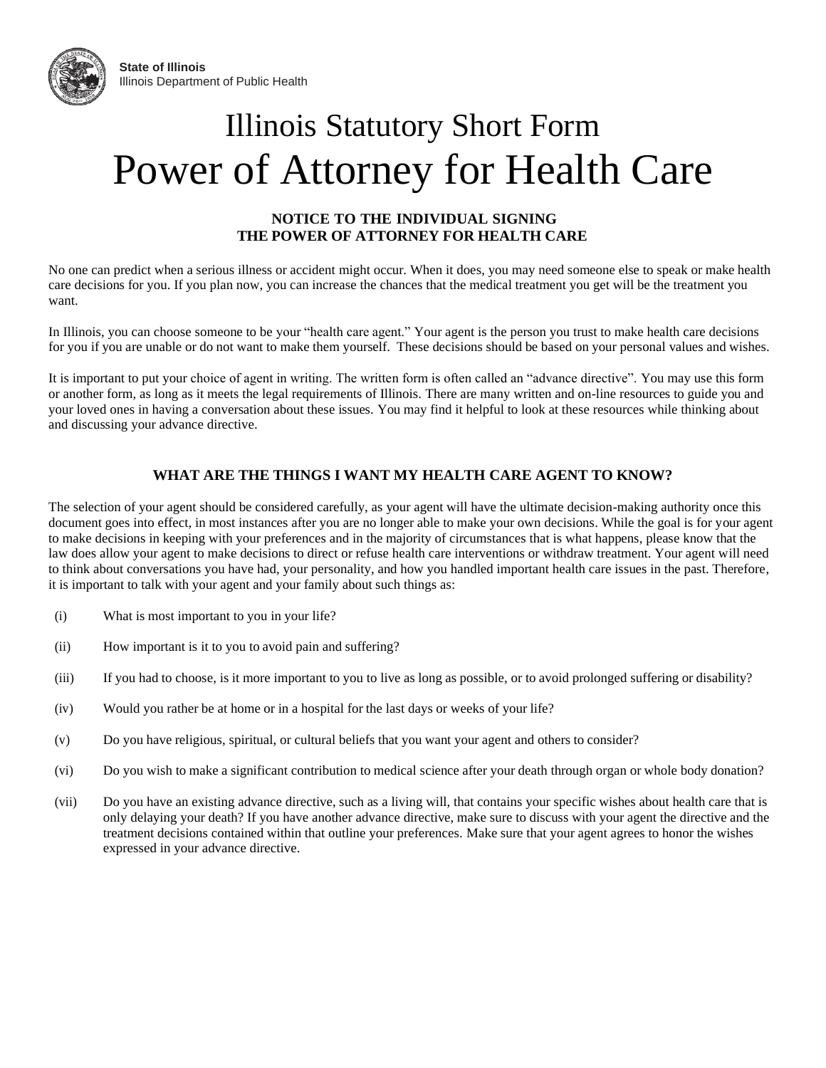**State of Illinois**
Illinois Department of Public Health

# Illinois Statutory Short Form
# Power of Attorney for Health Care

### NOTICE TO THE INDIVIDUAL SIGNING THE POWER OF ATTORNEY FOR HEALTH CARE

No one can predict when a serious illness or accident might occur. When it does, you may need someone else to speak or make health care decisions for you. If you plan now, you can increase the chances that the medical treatment you get will be the treatment you want.

In Illinois, you can choose someone to be your "health care agent." Your agent is the person you trust to make health care decisions for you if you are unable or do not want to make them yourself. These decisions should be based on your personal values and wishes.

It is important to put your choice of agent in writing. The written form is often called an "advance directive". You may use this form or another form, as long as it meets the legal requirements of Illinois. There are many written and on-line resources to guide you and your loved ones in having a conversation about these issues. You may find it helpful to look at these resources while thinking about and discussing your advance directive.

### WHAT ARE THE THINGS I WANT MY HEALTH CARE AGENT TO KNOW?

The selection of your agent should be considered carefully, as your agent will have the ultimate decision-making authority once this document goes into effect, in most instances after you are no longer able to make your own decisions. While the goal is for your agent to make decisions in keeping with your preferences and in the majority of circumstances that is what happens, please know that the law does allow your agent to make decisions to direct or refuse health care interventions or withdraw treatment. Your agent will need to think about conversations you have had, your personality, and how you handled important health care issues in the past. Therefore, it is important to talk with your agent and your family about such things as:

(i) What is most important to you in your life?

(ii) How important is it to you to avoid pain and suffering?

(iii) If you had to choose, is it more important to you to live as long as possible, or to avoid prolonged suffering or disability?

(iv) Would you rather be at home or in a hospital for the last days or weeks of your life?

(v) Do you have religious, spiritual, or cultural beliefs that you want your agent and others to consider?

(vi) Do you wish to make a significant contribution to medical science after your death through organ or whole body donation?

(vii) Do you have an existing advance directive, such as a living will, that contains your specific wishes about health care that is only delaying your death? If you have another advance directive, make sure to discuss with your agent the directive and the treatment decisions contained within that outline your preferences. Make sure that your agent agrees to honor the wishes expressed in your advance directive.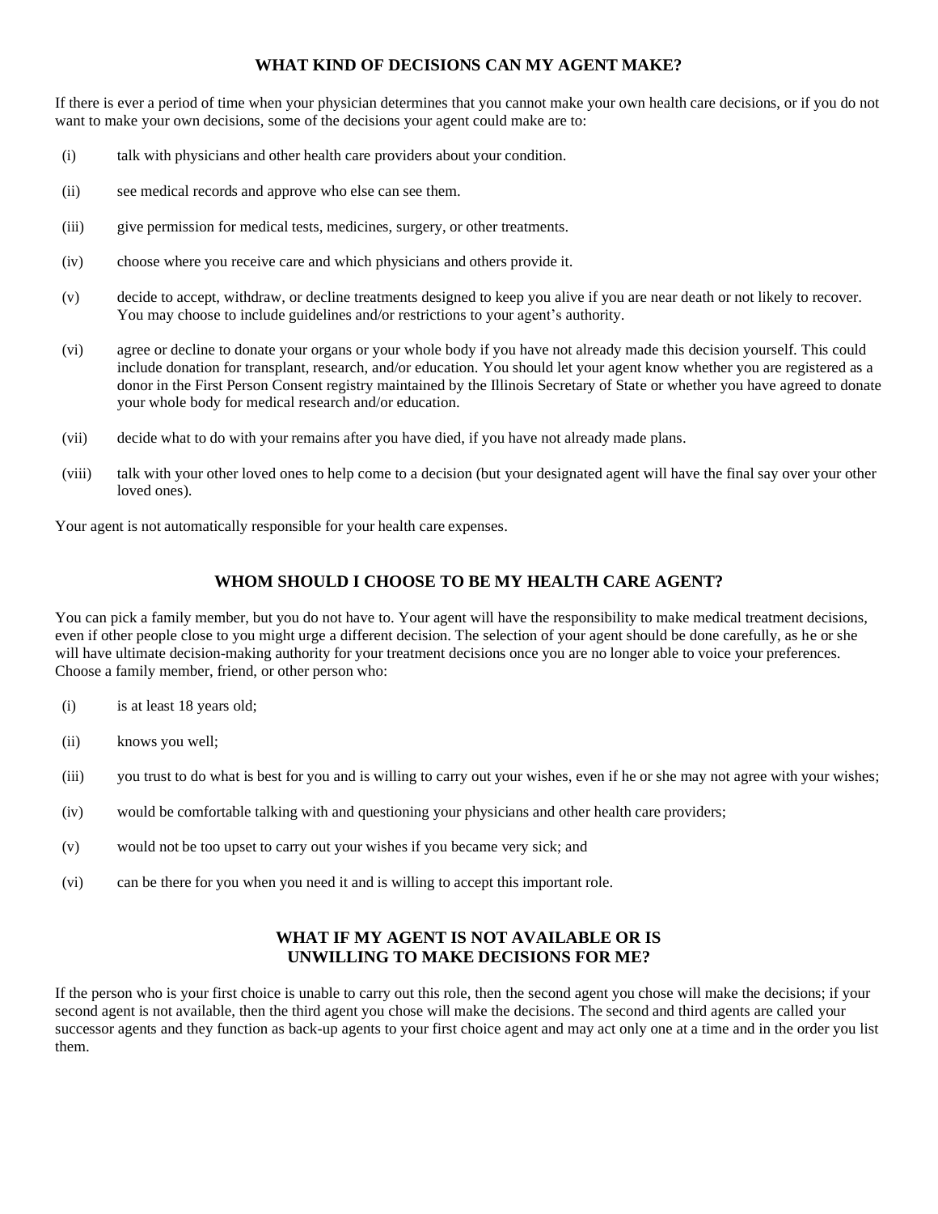## WHAT KIND OF DECISIONS CAN MY AGENT MAKE?

If there is ever a period of time when your physician determines that you cannot make your own health care decisions, or if you do not want to make your own decisions, some of the decisions your agent could make are to:

(i) talk with physicians and other health care providers about your condition.

(ii) see medical records and approve who else can see them.

(iii) give permission for medical tests, medicines, surgery, or other treatments.

(iv) choose where you receive care and which physicians and others provide it.

(v) decide to accept, withdraw, or decline treatments designed to keep you alive if you are near death or not likely to recover. You may choose to include guidelines and/or restrictions to your agent's authority.

(vi) agree or decline to donate your organs or your whole body if you have not already made this decision yourself. This could include donation for transplant, research, and/or education. You should let your agent know whether you are registered as a donor in the First Person Consent registry maintained by the Illinois Secretary of State or whether you have agreed to donate your whole body for medical research and/or education.

(vii) decide what to do with your remains after you have died, if you have not already made plans.

(viii) talk with your other loved ones to help come to a decision (but your designated agent will have the final say over your other loved ones).

Your agent is not automatically responsible for your health care expenses.

## WHOM SHOULD I CHOOSE TO BE MY HEALTH CARE AGENT?

You can pick a family member, but you do not have to. Your agent will have the responsibility to make medical treatment decisions, even if other people close to you might urge a different decision. The selection of your agent should be done carefully, as he or she will have ultimate decision-making authority for your treatment decisions once you are no longer able to voice your preferences. Choose a family member, friend, or other person who:

(i) is at least 18 years old;

(ii) knows you well;

(iii) you trust to do what is best for you and is willing to carry out your wishes, even if he or she may not agree with your wishes;

(iv) would be comfortable talking with and questioning your physicians and other health care providers;

(v) would not be too upset to carry out your wishes if you became very sick; and

(vi) can be there for you when you need it and is willing to accept this important role.

## WHAT IF MY AGENT IS NOT AVAILABLE OR IS UNWILLING TO MAKE DECISIONS FOR ME?

If the person who is your first choice is unable to carry out this role, then the second agent you chose will make the decisions; if your second agent is not available, then the third agent you chose will make the decisions. The second and third agents are called your successor agents and they function as back-up agents to your first choice agent and may act only one at a time and in the order you list them.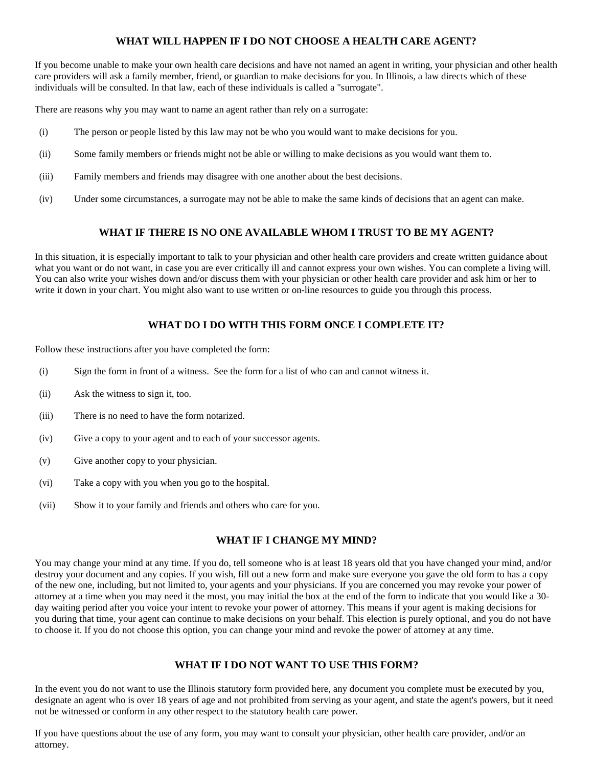## WHAT WILL HAPPEN IF I DO NOT CHOOSE A HEALTH CARE AGENT?

If you become unable to make your own health care decisions and have not named an agent in writing, your physician and other health care providers will ask a family member, friend, or guardian to make decisions for you. In Illinois, a law directs which of these individuals will be consulted. In that law, each of these individuals is called a "surrogate".

There are reasons why you may want to name an agent rather than rely on a surrogate:

(i) The person or people listed by this law may not be who you would want to make decisions for you.

(ii) Some family members or friends might not be able or willing to make decisions as you would want them to.

(iii) Family members and friends may disagree with one another about the best decisions.

(iv) Under some circumstances, a surrogate may not be able to make the same kinds of decisions that an agent can make.

## WHAT IF THERE IS NO ONE AVAILABLE WHOM I TRUST TO BE MY AGENT?

In this situation, it is especially important to talk to your physician and other health care providers and create written guidance about what you want or do not want, in case you are ever critically ill and cannot express your own wishes. You can complete a living will. You can also write your wishes down and/or discuss them with your physician or other health care provider and ask him or her to write it down in your chart. You might also want to use written or on-line resources to guide you through this process.

## WHAT DO I DO WITH THIS FORM ONCE I COMPLETE IT?

Follow these instructions after you have completed the form:

(i) Sign the form in front of a witness. See the form for a list of who can and cannot witness it.

(ii) Ask the witness to sign it, too.

(iii) There is no need to have the form notarized.

(iv) Give a copy to your agent and to each of your successor agents.

(v) Give another copy to your physician.

(vi) Take a copy with you when you go to the hospital.

(vii) Show it to your family and friends and others who care for you.

## WHAT IF I CHANGE MY MIND?

You may change your mind at any time. If you do, tell someone who is at least 18 years old that you have changed your mind, and/or destroy your document and any copies. If you wish, fill out a new form and make sure everyone you gave the old form to has a copy of the new one, including, but not limited to, your agents and your physicians. If you are concerned you may revoke your power of attorney at a time when you may need it the most, you may initial the box at the end of the form to indicate that you would like a 30-day waiting period after you voice your intent to revoke your power of attorney. This means if your agent is making decisions for you during that time, your agent can continue to make decisions on your behalf. This election is purely optional, and you do not have to choose it. If you do not choose this option, you can change your mind and revoke the power of attorney at any time.

## WHAT IF I DO NOT WANT TO USE THIS FORM?

In the event you do not want to use the Illinois statutory form provided here, any document you complete must be executed by you, designate an agent who is over 18 years of age and not prohibited from serving as your agent, and state the agent's powers, but it need not be witnessed or conform in any other respect to the statutory health care power.

If you have questions about the use of any form, you may want to consult your physician, other health care provider, and/or an attorney.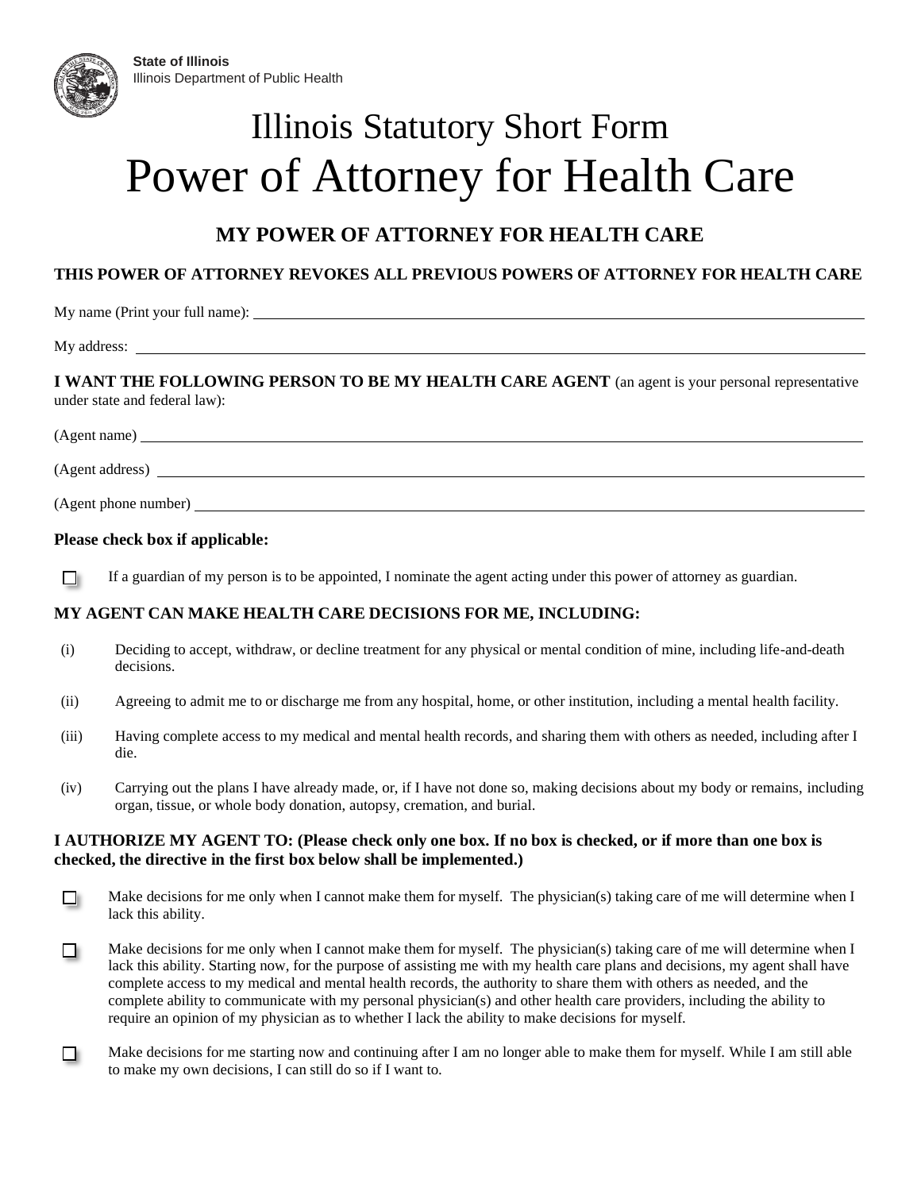State of Illinois
Illinois Department of Public Health

# Illinois Statutory Short Form
# Power of Attorney for Health Care

## MY POWER OF ATTORNEY FOR HEALTH CARE

### THIS POWER OF ATTORNEY REVOKES ALL PREVIOUS POWERS OF ATTORNEY FOR HEALTH CARE

My name (Print your full name): ______________________________

My address: ______________________________

**I WANT THE FOLLOWING PERSON TO BE MY HEALTH CARE AGENT** (an agent is your personal representative under state and federal law):

(Agent name) ______________________________

(Agent address) ______________________________

(Agent phone number) ______________________________

**Please check box if applicable:**

☐ If a guardian of my person is to be appointed, I nominate the agent acting under this power of attorney as guardian.

### MY AGENT CAN MAKE HEALTH CARE DECISIONS FOR ME, INCLUDING:

(i) Deciding to accept, withdraw, or decline treatment for any physical or mental condition of mine, including life-and-death decisions.

(ii) Agreeing to admit me to or discharge me from any hospital, home, or other institution, including a mental health facility.

(iii) Having complete access to my medical and mental health records, and sharing them with others as needed, including after I die.

(iv) Carrying out the plans I have already made, or, if I have not done so, making decisions about my body or remains, including organ, tissue, or whole body donation, autopsy, cremation, and burial.

**I AUTHORIZE MY AGENT TO: (Please check only one box. If no box is checked, or if more than one box is checked, the directive in the first box below shall be implemented.)**

☐ Make decisions for me only when I cannot make them for myself. The physician(s) taking care of me will determine when I lack this ability.

☐ Make decisions for me only when I cannot make them for myself. The physician(s) taking care of me will determine when I lack this ability. Starting now, for the purpose of assisting me with my health care plans and decisions, my agent shall have complete access to my medical and mental health records, the authority to share them with others as needed, and the complete ability to communicate with my personal physician(s) and other health care providers, including the ability to require an opinion of my physician as to whether I lack the ability to make decisions for myself.

☐ Make decisions for me starting now and continuing after I am no longer able to make them for myself. While I am still able to make my own decisions, I can still do so if I want to.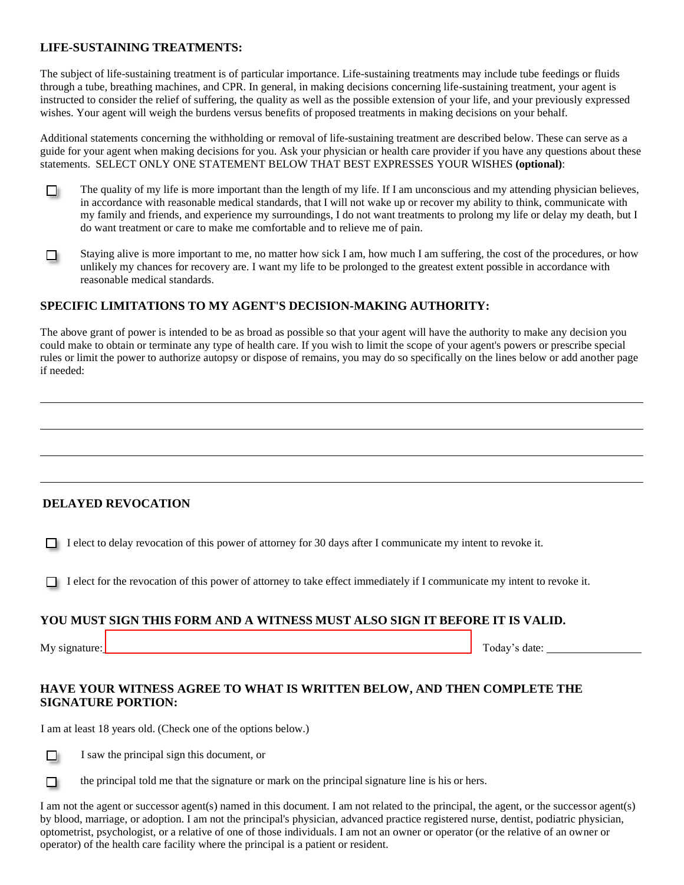## LIFE-SUSTAINING TREATMENTS:

The subject of life-sustaining treatment is of particular importance. Life-sustaining treatments may include tube feedings or fluids through a tube, breathing machines, and CPR. In general, in making decisions concerning life-sustaining treatment, your agent is instructed to consider the relief of suffering, the quality as well as the possible extension of your life, and your previously expressed wishes. Your agent will weigh the burdens versus benefits of proposed treatments in making decisions on your behalf.

Additional statements concerning the withholding or removal of life-sustaining treatment are described below. These can serve as a guide for your agent when making decisions for you. Ask your physician or health care provider if you have any questions about these statements. SELECT ONLY ONE STATEMENT BELOW THAT BEST EXPRESSES YOUR WISHES **(optional)**:

☐ The quality of my life is more important than the length of my life. If I am unconscious and my attending physician believes, in accordance with reasonable medical standards, that I will not wake up or recover my ability to think, communicate with my family and friends, and experience my surroundings, I do not want treatments to prolong my life or delay my death, but I do want treatment or care to make me comfortable and to relieve me of pain.

☐ Staying alive is more important to me, no matter how sick I am, how much I am suffering, the cost of the procedures, or how unlikely my chances for recovery are. I want my life to be prolonged to the greatest extent possible in accordance with reasonable medical standards.

## SPECIFIC LIMITATIONS TO MY AGENT'S DECISION-MAKING AUTHORITY:

The above grant of power is intended to be as broad as possible so that your agent will have the authority to make any decision you could make to obtain or terminate any type of health care. If you wish to limit the scope of your agent's powers or prescribe special rules or limit the power to authorize autopsy or dispose of remains, you may do so specifically on the lines below or add another page if needed:

\_\_\_\_\_\_\_\_\_\_\_\_\_\_\_\_\_\_\_\_\_\_\_\_\_\_\_\_\_\_\_\_\_\_\_\_\_\_\_\_\_\_\_\_\_\_\_\_\_\_\_\_\_\_\_\_\_\_\_\_

\_\_\_\_\_\_\_\_\_\_\_\_\_\_\_\_\_\_\_\_\_\_\_\_\_\_\_\_\_\_\_\_\_\_\_\_\_\_\_\_\_\_\_\_\_\_\_\_\_\_\_\_\_\_\_\_\_\_\_\_

\_\_\_\_\_\_\_\_\_\_\_\_\_\_\_\_\_\_\_\_\_\_\_\_\_\_\_\_\_\_\_\_\_\_\_\_\_\_\_\_\_\_\_\_\_\_\_\_\_\_\_\_\_\_\_\_\_\_\_\_

\_\_\_\_\_\_\_\_\_\_\_\_\_\_\_\_\_\_\_\_\_\_\_\_\_\_\_\_\_\_\_\_\_\_\_\_\_\_\_\_\_\_\_\_\_\_\_\_\_\_\_\_\_\_\_\_\_\_\_\_

## DELAYED REVOCATION

☐ I elect to delay revocation of this power of attorney for 30 days after I communicate my intent to revoke it.

☐ I elect for the revocation of this power of attorney to take effect immediately if I communicate my intent to revoke it.

## YOU MUST SIGN THIS FORM AND A WITNESS MUST ALSO SIGN IT BEFORE IT IS VALID.

My signature: \_\_\_\_\_\_\_\_\_\_\_\_\_\_\_\_\_\_\_\_\_\_\_\_\_\_\_\_\_\_\_\_\_\_\_\_\_\_\_\_ Today's date: \_\_\_\_\_\_\_\_\_\_\_\_\_\_

## HAVE YOUR WITNESS AGREE TO WHAT IS WRITTEN BELOW, AND THEN COMPLETE THE SIGNATURE PORTION:

I am at least 18 years old. (Check one of the options below.)

☐ I saw the principal sign this document, or

☐ the principal told me that the signature or mark on the principal signature line is his or hers.

I am not the agent or successor agent(s) named in this document. I am not related to the principal, the agent, or the successor agent(s) by blood, marriage, or adoption. I am not the principal's physician, advanced practice registered nurse, dentist, podiatric physician, optometrist, psychologist, or a relative of one of those individuals. I am not an owner or operator (or the relative of an owner or operator) of the health care facility where the principal is a patient or resident.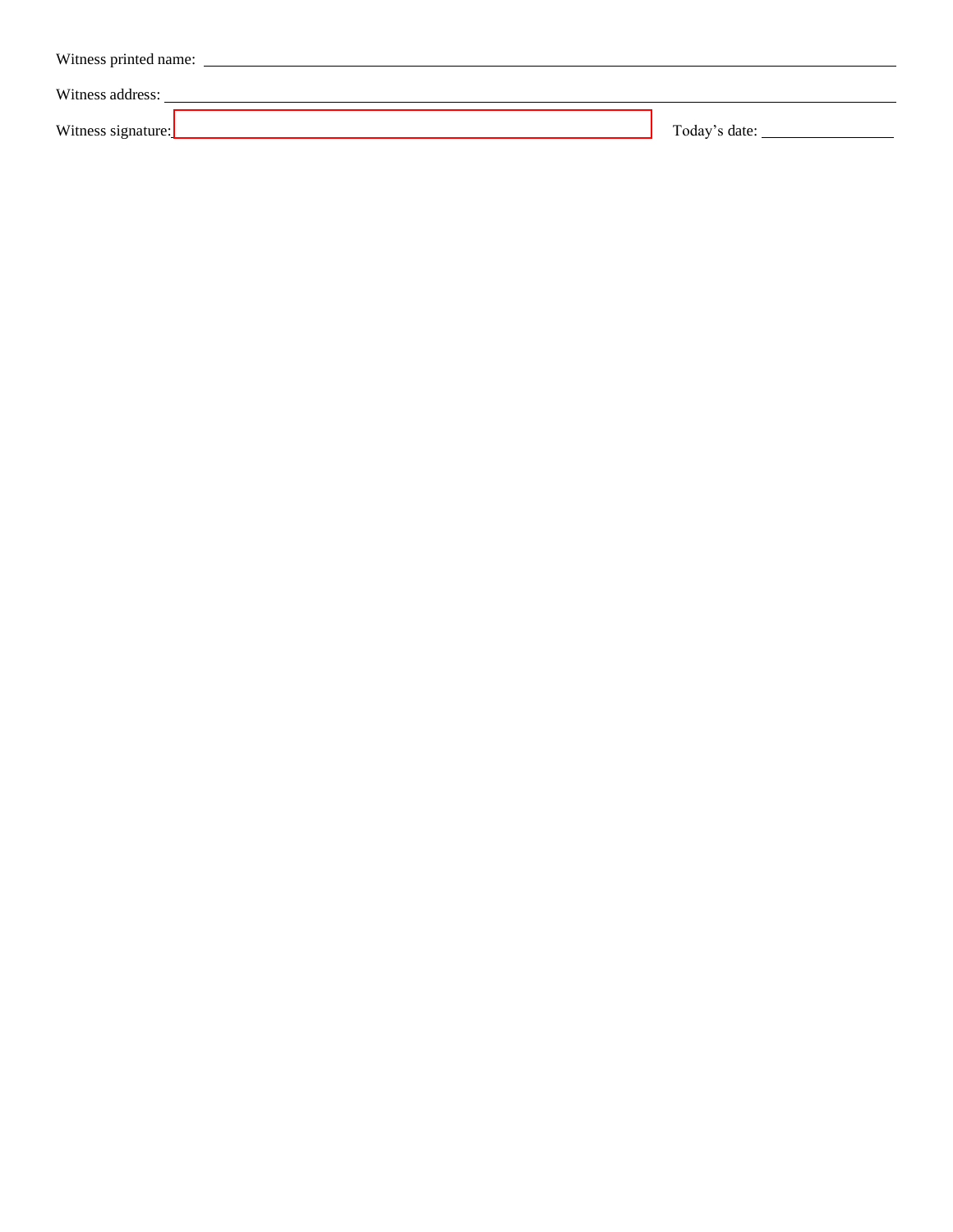Witness printed name: ______________________________________________

Witness address: ______________________________________________

Witness signature: ______________________________ Today's date: ______________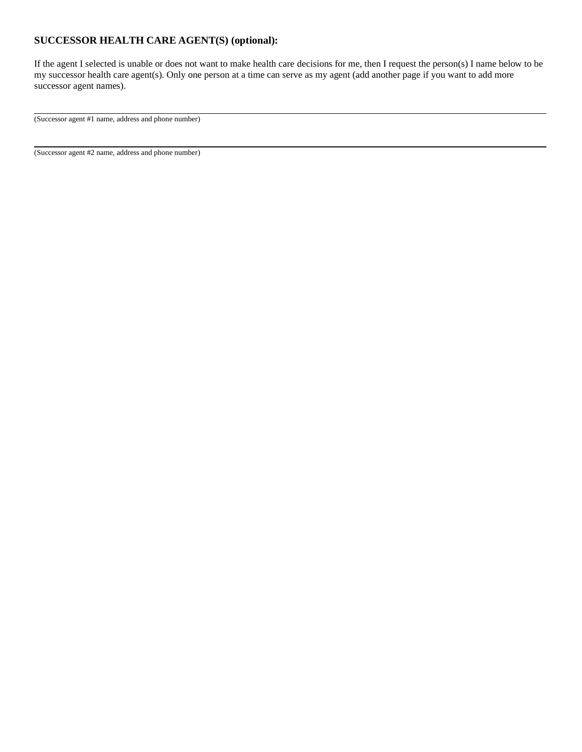**SUCCESSOR HEALTH CARE AGENT(S) (optional):**

If the agent I selected is unable or does not want to make health care decisions for me, then I request the person(s) I name below to be my successor health care agent(s). Only one person at a time can serve as my agent (add another page if you want to add more successor agent names).

______________________________________________________________________________

(Successor agent #1 name, address and phone number)

______________________________________________________________________________

(Successor agent #2 name, address and phone number)